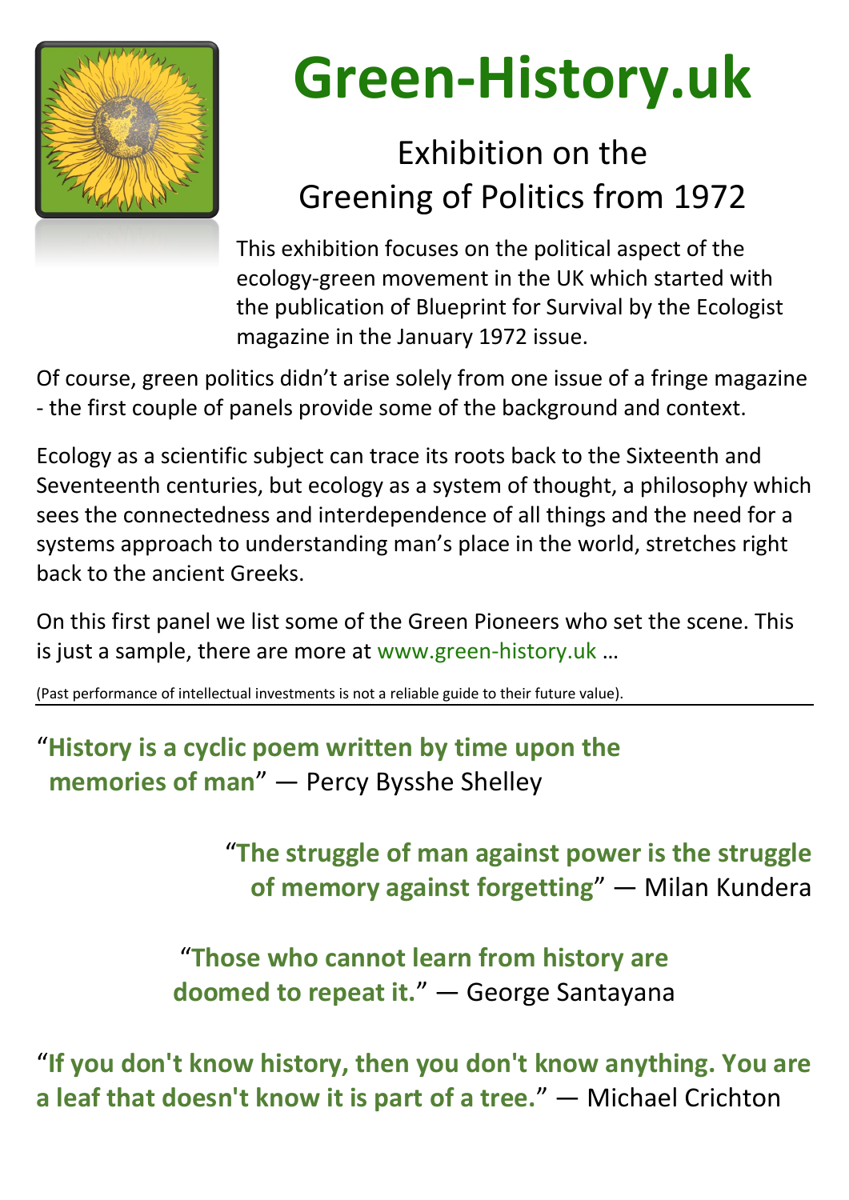# Green-History.uk

## Exhibition on the Greening of Politics from 1972

This exhibition focuses on the political aspect of the ecology-green movement in the UK which started with the publication of Blueprint for Survival by the Ecologist magazine in the January 1972 issue.

Of course, green politics didn't arise solely from one issue of a fringe magazine - the first couple of panels provide some of the background and context.

Ecology as a scientific subject can trace its roots back to the Sixteenth and Seventeenth centuries, but ecology as a system of thought, a philosophy which sees the connectedness and interdependence of all things and the need for a systems approach to understanding man's place in the world, stretches right back to the ancient Greeks.

On this first panel we list some of the Green Pioneers who set the scene. This is just a sample, there are more at www.green-history.uk …

(Past performance of intellectual investments is not a reliable guide to their future value).

---

"**History is a cyclic poem written by time upon the memories of man**" — Percy Bysshe Shelley

"**The struggle of man against power is the struggle of memory against forgetting**" — Milan Kundera

"**Those who cannot learn from history are doomed to repeat it.**" — George Santayana

"**If you don't know history, then you don't know anything. You are a leaf that doesn't know it is part of a tree.**" — Michael Crichton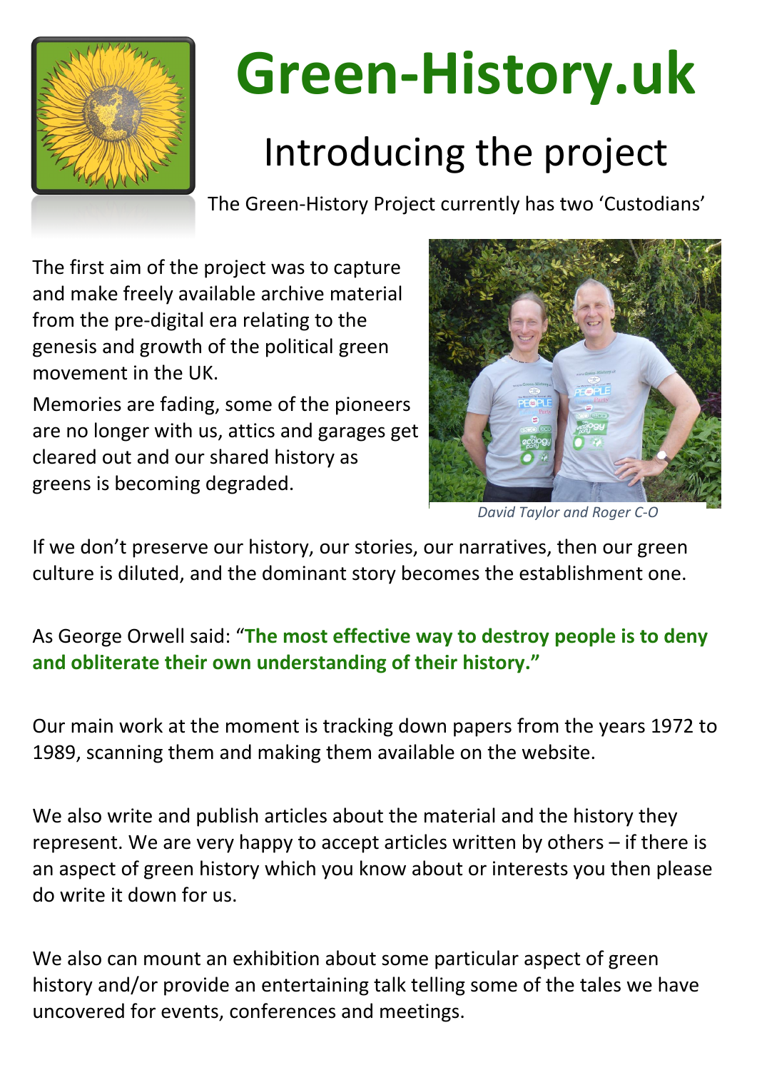# Green-History.uk

## Introducing the project

The Green-History Project currently has two 'Custodians'

The first aim of the project was to capture and make freely available archive material from the pre-digital era relating to the genesis and growth of the political green movement in the UK.

Memories are fading, some of the pioneers are no longer with us, attics and garages get cleared out and our shared history as greens is becoming degraded.

*David Taylor and Roger C-O*

If we don't preserve our history, our stories, our narratives, then our green culture is diluted, and the dominant story becomes the establishment one.

As George Orwell said: "**The most effective way to destroy people is to deny and obliterate their own understanding of their history."**

Our main work at the moment is tracking down papers from the years 1972 to 1989, scanning them and making them available on the website.

We also write and publish articles about the material and the history they represent. We are very happy to accept articles written by others – if there is an aspect of green history which you know about or interests you then please do write it down for us.

We also can mount an exhibition about some particular aspect of green history and/or provide an entertaining talk telling some of the tales we have uncovered for events, conferences and meetings.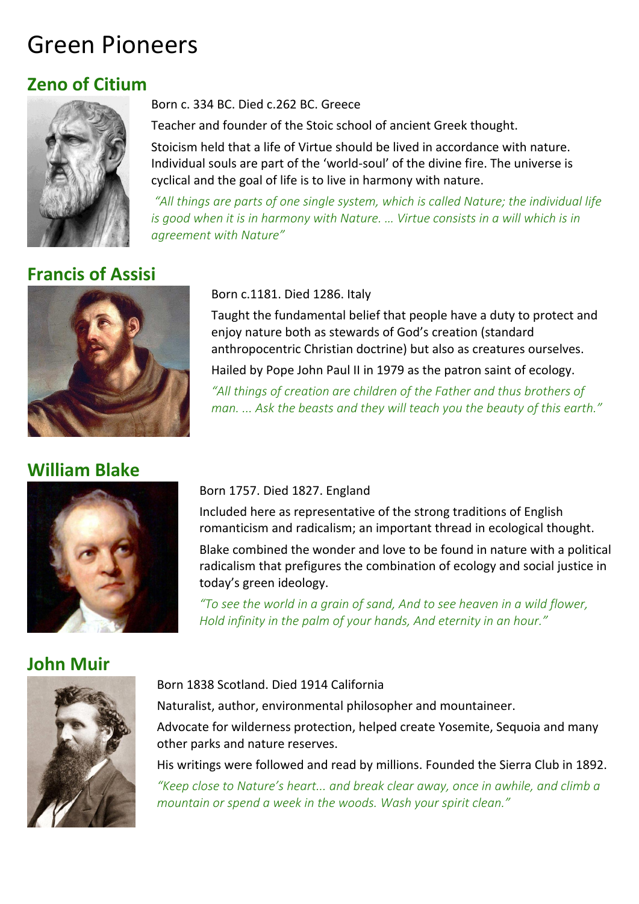# Green Pioneers

## Zeno of Citium

Born c. 334 BC. Died c.262 BC. Greece

Teacher and founder of the Stoic school of ancient Greek thought.

Stoicism held that a life of Virtue should be lived in accordance with nature. Individual souls are part of the 'world-soul' of the divine fire. The universe is cyclical and the goal of life is to live in harmony with nature.

*"All things are parts of one single system, which is called Nature; the individual life is good when it is in harmony with Nature. … Virtue consists in a will which is in agreement with Nature"*

## Francis of Assisi

Born c.1181. Died 1286. Italy

Taught the fundamental belief that people have a duty to protect and enjoy nature both as stewards of God's creation (standard anthropocentric Christian doctrine) but also as creatures ourselves.

Hailed by Pope John Paul II in 1979 as the patron saint of ecology.

*"All things of creation are children of the Father and thus brothers of man. ... Ask the beasts and they will teach you the beauty of this earth."*

## William Blake

Born 1757. Died 1827. England

Included here as representative of the strong traditions of English romanticism and radicalism; an important thread in ecological thought.

Blake combined the wonder and love to be found in nature with a political radicalism that prefigures the combination of ecology and social justice in today's green ideology.

*"To see the world in a grain of sand, And to see heaven in a wild flower, Hold infinity in the palm of your hands, And eternity in an hour."*

## John Muir

Born 1838 Scotland. Died 1914 California

Naturalist, author, environmental philosopher and mountaineer.

Advocate for wilderness protection, helped create Yosemite, Sequoia and many other parks and nature reserves.

His writings were followed and read by millions. Founded the Sierra Club in 1892.

*"Keep close to Nature's heart... and break clear away, once in awhile, and climb a mountain or spend a week in the woods. Wash your spirit clean."*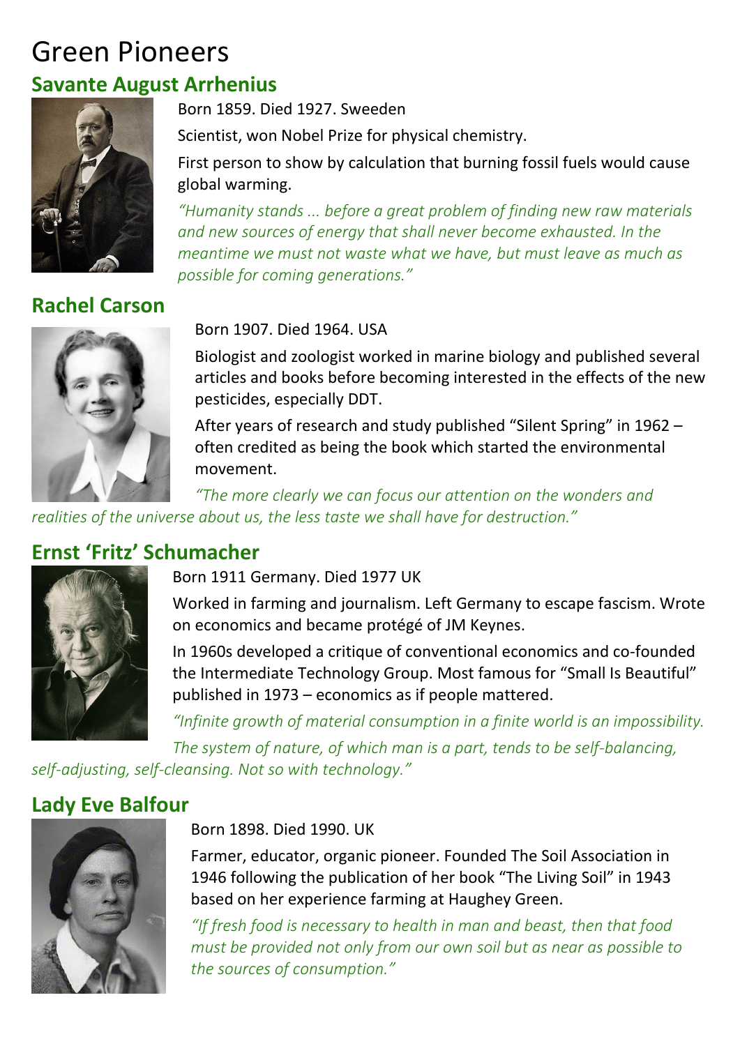# Green Pioneers

## Savante August Arrhenius

Born 1859. Died 1927. Sweeden

Scientist, won Nobel Prize for physical chemistry.

First person to show by calculation that burning fossil fuels would cause global warming.

*"Humanity stands ... before a great problem of finding new raw materials and new sources of energy that shall never become exhausted. In the meantime we must not waste what we have, but must leave as much as possible for coming generations."*

## Rachel Carson

Born 1907. Died 1964. USA

Biologist and zoologist worked in marine biology and published several articles and books before becoming interested in the effects of the new pesticides, especially DDT.

After years of research and study published "Silent Spring" in 1962 – often credited as being the book which started the environmental movement.

*"The more clearly we can focus our attention on the wonders and realities of the universe about us, the less taste we shall have for destruction."*

## Ernst 'Fritz' Schumacher

Born 1911 Germany. Died 1977 UK

Worked in farming and journalism. Left Germany to escape fascism. Wrote on economics and became protégé of JM Keynes.

In 1960s developed a critique of conventional economics and co-founded the Intermediate Technology Group. Most famous for "Small Is Beautiful" published in 1973 – economics as if people mattered.

*"Infinite growth of material consumption in a finite world is an impossibility. The system of nature, of which man is a part, tends to be self-balancing, self-adjusting, self-cleansing. Not so with technology."*

## Lady Eve Balfour

Born 1898. Died 1990. UK

Farmer, educator, organic pioneer. Founded The Soil Association in 1946 following the publication of her book "The Living Soil" in 1943 based on her experience farming at Haughey Green.

*"If fresh food is necessary to health in man and beast, then that food must be provided not only from our own soil but as near as possible to the sources of consumption."*